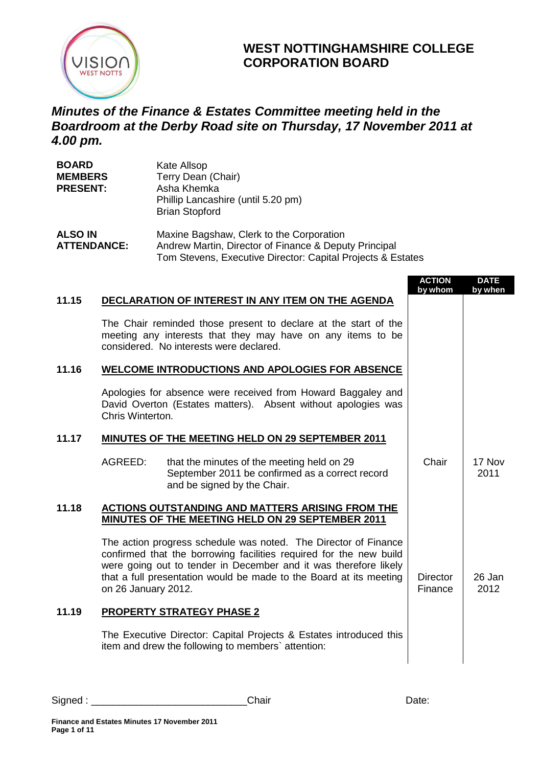# WEST NOTTINGHAMSHIRE COLLEGE CORPORATION BOARD

## *Minutes of the Finance & Estates Committee meeting held in the Boardroom at the Derby Road site on Thursday, 17 November 2011 at 4.00 pm.*

**BOARD MEMBERS PRESENT:**
Kate Allsop
Terry Dean (Chair)
Asha Khemka
Phillip Lancashire (until 5.20 pm)
Brian Stopford

**ALSO IN ATTENDANCE:**
Maxine Bagshaw, Clerk to the Corporation
Andrew Martin, Director of Finance & Deputy Principal
Tom Stevens, Executive Director: Capital Projects & Estates

| | | ACTION by whom | DATE by when |
|---|---|---|---|
| **11.15** | **DECLARATION OF INTEREST IN ANY ITEM ON THE AGENDA** | | |
| | The Chair reminded those present to declare at the start of the meeting any interests that they may have on any items to be considered. No interests were declared. | | |
| **11.16** | **WELCOME INTRODUCTIONS AND APOLOGIES FOR ABSENCE** | | |
| | Apologies for absence were received from Howard Baggaley and David Overton (Estates matters). Absent without apologies was Chris Winterton. | | |
| **11.17** | **MINUTES OF THE MEETING HELD ON 29 SEPTEMBER 2011** | | |
| | AGREED: that the minutes of the meeting held on 29 September 2011 be confirmed as a correct record and be signed by the Chair. | Chair | 17 Nov 2011 |
| **11.18** | **ACTIONS OUTSTANDING AND MATTERS ARISING FROM THE MINUTES OF THE MEETING HELD ON 29 SEPTEMBER 2011** | | |
| | The action progress schedule was noted. The Director of Finance confirmed that the borrowing facilities required for the new build were going out to tender in December and it was therefore likely that a full presentation would be made to the Board at its meeting on 26 January 2012. | Director Finance | 26 Jan 2012 |
| **11.19** | **PROPERTY STRATEGY PHASE 2** | | |
| | The Executive Director: Capital Projects & Estates introduced this item and drew the following to members` attention: | | |

Signed : ____________________________Chair Date: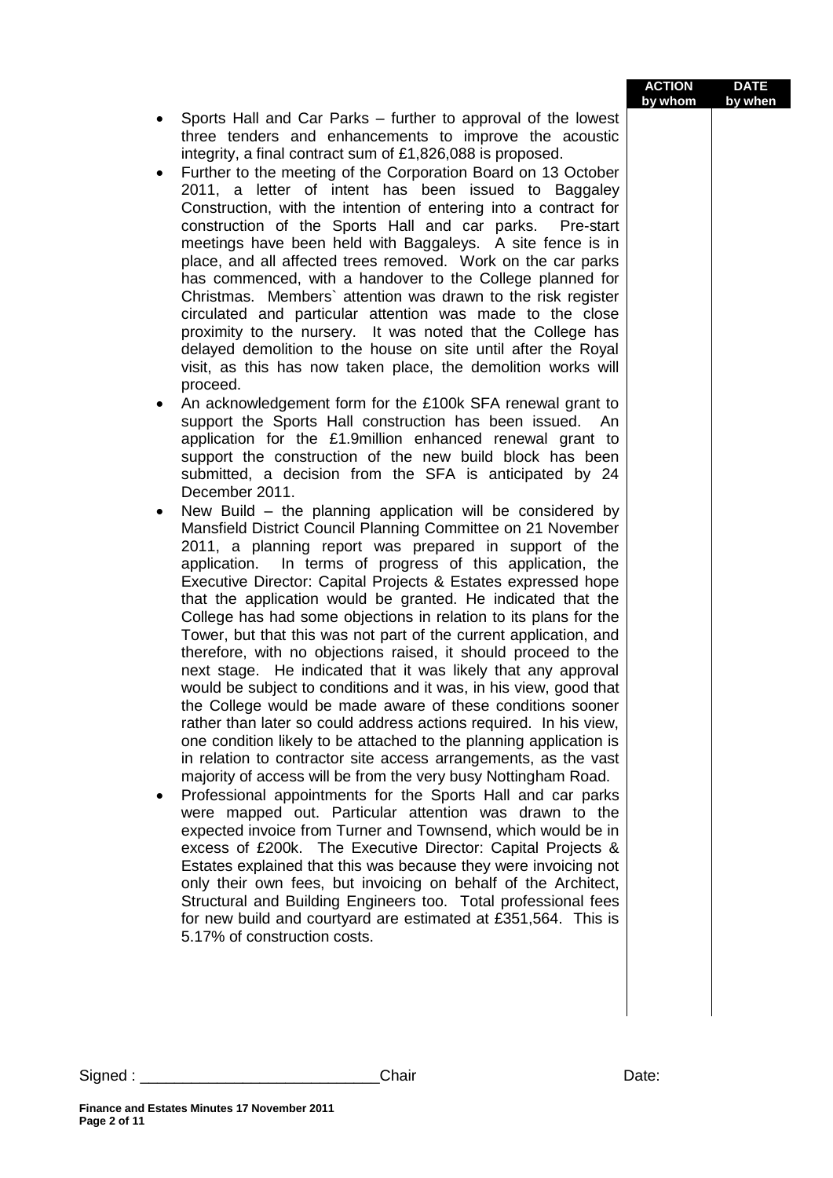| | ACTION by whom | DATE by when |
|---|---|---|
| • Sports Hall and Car Parks – further to approval of the lowest three tenders and enhancements to improve the acoustic integrity, a final contract sum of £1,826,088 is proposed.<br>• Further to the meeting of the Corporation Board on 13 October 2011, a letter of intent has been issued to Baggaley Construction, with the intention of entering into a contract for construction of the Sports Hall and car parks. Pre-start meetings have been held with Baggaleys. A site fence is in place, and all affected trees removed. Work on the car parks has commenced, with a handover to the College planned for Christmas. Members` attention was drawn to the risk register circulated and particular attention was made to the close proximity to the nursery. It was noted that the College has delayed demolition to the house on site until after the Royal visit, as this has now taken place, the demolition works will proceed.<br>• An acknowledgement form for the £100k SFA renewal grant to support the Sports Hall construction has been issued. An application for the £1.9million enhanced renewal grant to support the construction of the new build block has been submitted, a decision from the SFA is anticipated by 24 December 2011.<br>• New Build – the planning application will be considered by Mansfield District Council Planning Committee on 21 November 2011, a planning report was prepared in support of the application. In terms of progress of this application, the Executive Director: Capital Projects & Estates expressed hope that the application would be granted. He indicated that the College has had some objections in relation to its plans for the Tower, but that this was not part of the current application, and therefore, with no objections raised, it should proceed to the next stage. He indicated that it was likely that any approval would be subject to conditions and it was, in his view, good that the College would be made aware of these conditions sooner rather than later so could address actions required. In his view, one condition likely to be attached to the planning application is in relation to contractor site access arrangements, as the vast majority of access will be from the very busy Nottingham Road.<br>• Professional appointments for the Sports Hall and car parks were mapped out. Particular attention was drawn to the expected invoice from Turner and Townsend, which would be in excess of £200k. The Executive Director: Capital Projects & Estates explained that this was because they were invoicing not only their own fees, but invoicing on behalf of the Architect, Structural and Building Engineers too. Total professional fees for new build and courtyard are estimated at £351,564. This is 5.17% of construction costs. | | |

Signed : ____________________________Chair Date:

**Finance and Estates Minutes 17 November 2011**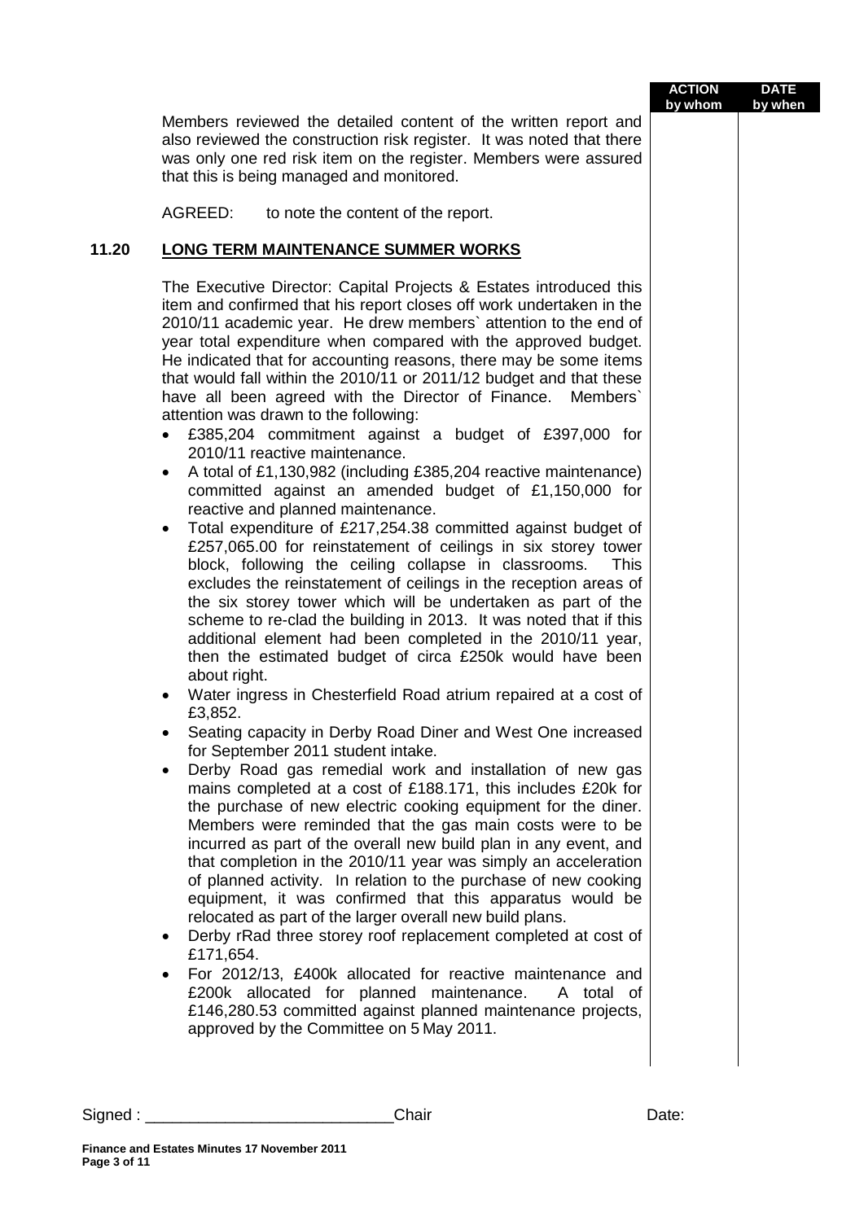| | | ACTION by whom | DATE by when |
|---|---|---|---|

Members reviewed the detailed content of the written report and also reviewed the construction risk register. It was noted that there was only one red risk item on the register. Members were assured that this is being managed and monitored.

AGREED: to note the content of the report.

## 11.20 LONG TERM MAINTENANCE SUMMER WORKS

The Executive Director: Capital Projects & Estates introduced this item and confirmed that his report closes off work undertaken in the 2010/11 academic year. He drew members` attention to the end of year total expenditure when compared with the approved budget. He indicated that for accounting reasons, there may be some items that would fall within the 2010/11 or 2011/12 budget and that these have all been agreed with the Director of Finance. Members` attention was drawn to the following:

- £385,204 commitment against a budget of £397,000 for 2010/11 reactive maintenance.
- A total of £1,130,982 (including £385,204 reactive maintenance) committed against an amended budget of £1,150,000 for reactive and planned maintenance.
- Total expenditure of £217,254.38 committed against budget of £257,065.00 for reinstatement of ceilings in six storey tower block, following the ceiling collapse in classrooms. This excludes the reinstatement of ceilings in the reception areas of the six storey tower which will be undertaken as part of the scheme to re-clad the building in 2013. It was noted that if this additional element had been completed in the 2010/11 year, then the estimated budget of circa £250k would have been about right.
- Water ingress in Chesterfield Road atrium repaired at a cost of £3,852.
- Seating capacity in Derby Road Diner and West One increased for September 2011 student intake.
- Derby Road gas remedial work and installation of new gas mains completed at a cost of £188.171, this includes £20k for the purchase of new electric cooking equipment for the diner. Members were reminded that the gas main costs were to be incurred as part of the overall new build plan in any event, and that completion in the 2010/11 year was simply an acceleration of planned activity. In relation to the purchase of new cooking equipment, it was confirmed that this apparatus would be relocated as part of the larger overall new build plans.
- Derby rRad three storey roof replacement completed at cost of £171,654.
- For 2012/13, £400k allocated for reactive maintenance and £200k allocated for planned maintenance. A total of £146,280.53 committed against planned maintenance projects, approved by the Committee on 5 May 2011.

Signed : ____________________________Chair Date:

**Finance and Estates Minutes 17 November 2011**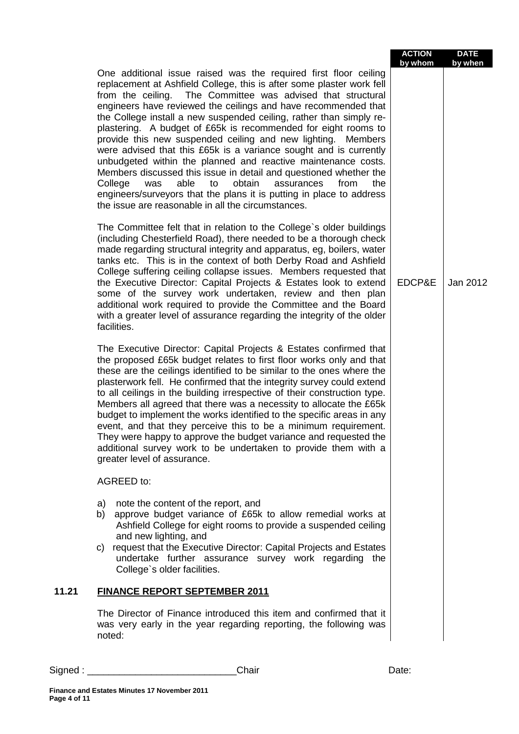| | | ACTION by whom | DATE by when |
|---|---|---|---|
| | One additional issue raised was the required first floor ceiling replacement at Ashfield College, this is after some plaster work fell from the ceiling. The Committee was advised that structural engineers have reviewed the ceilings and have recommended that the College install a new suspended ceiling, rather than simply re-plastering. A budget of £65k is recommended for eight rooms to provide this new suspended ceiling and new lighting. Members were advised that this £65k is a variance sought and is currently unbudgeted within the planned and reactive maintenance costs. Members discussed this issue in detail and questioned whether the College was able to obtain assurances from the engineers/surveyors that the plans it is putting in place to address the issue are reasonable in all the circumstances. | | |
| | The Committee felt that in relation to the College`s older buildings (including Chesterfield Road), there needed to be a thorough check made regarding structural integrity and apparatus, eg, boilers, water tanks etc. This is in the context of both Derby Road and Ashfield College suffering ceiling collapse issues. Members requested that the Executive Director: Capital Projects & Estates look to extend some of the survey work undertaken, review and then plan additional work required to provide the Committee and the Board with a greater level of assurance regarding the integrity of the older facilities. | EDCP&E | Jan 2012 |
| | The Executive Director: Capital Projects & Estates confirmed that the proposed £65k budget relates to first floor works only and that these are the ceilings identified to be similar to the ones where the plasterwork fell. He confirmed that the integrity survey could extend to all ceilings in the building irrespective of their construction type. Members all agreed that there was a necessity to allocate the £65k budget to implement the works identified to the specific areas in any event, and that they perceive this to be a minimum requirement. They were happy to approve the budget variance and requested the additional survey work to be undertaken to provide them with a greater level of assurance. | | |
| | AGREED to:<br><br>a) note the content of the report, and<br>b) approve budget variance of £65k to allow remedial works at Ashfield College for eight rooms to provide a suspended ceiling and new lighting, and<br>c) request that the Executive Director: Capital Projects and Estates undertake further assurance survey work regarding the College`s older facilities. | | |
| **11.21** | **FINANCE REPORT SEPTEMBER 2011** | | |
| | The Director of Finance introduced this item and confirmed that it was very early in the year regarding reporting, the following was noted: | | |

Signed : ___________________________Chair Date: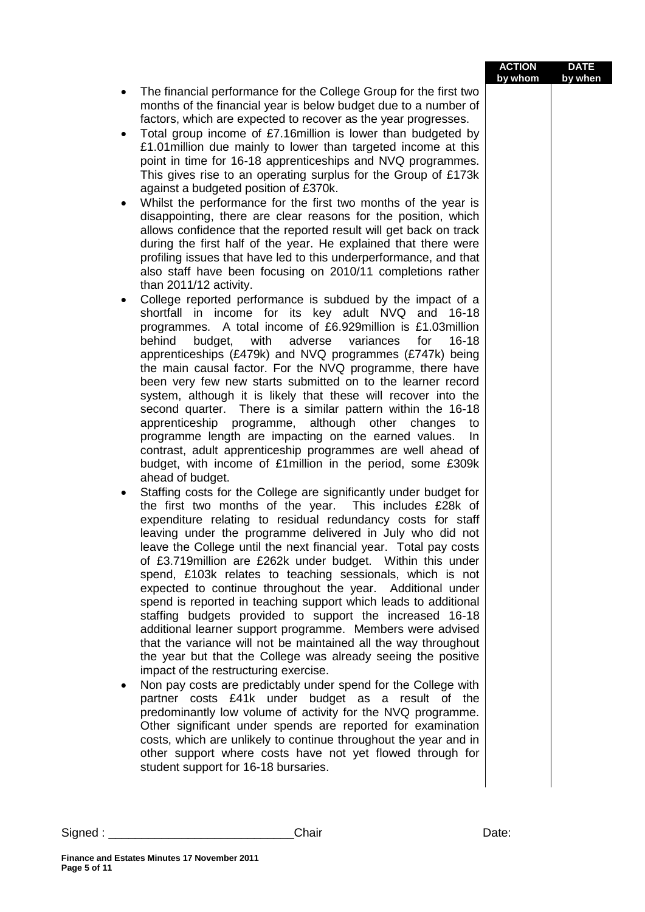| | ACTION by whom | DATE by when |
|---|---|---|
| | | |

- The financial performance for the College Group for the first two months of the financial year is below budget due to a number of factors, which are expected to recover as the year progresses.
- Total group income of £7.16million is lower than budgeted by £1.01million due mainly to lower than targeted income at this point in time for 16-18 apprenticeships and NVQ programmes. This gives rise to an operating surplus for the Group of £173k against a budgeted position of £370k.
- Whilst the performance for the first two months of the year is disappointing, there are clear reasons for the position, which allows confidence that the reported result will get back on track during the first half of the year. He explained that there were profiling issues that have led to this underperformance, and that also staff have been focusing on 2010/11 completions rather than 2011/12 activity.
- College reported performance is subdued by the impact of a shortfall in income for its key adult NVQ and 16-18 programmes. A total income of £6.929million is £1.03million behind budget, with adverse variances for 16-18 apprenticeships (£479k) and NVQ programmes (£747k) being the main causal factor. For the NVQ programme, there have been very few new starts submitted on to the learner record system, although it is likely that these will recover into the second quarter. There is a similar pattern within the 16-18 apprenticeship programme, although other changes to programme length are impacting on the earned values. In contrast, adult apprenticeship programmes are well ahead of budget, with income of £1million in the period, some £309k ahead of budget.
- Staffing costs for the College are significantly under budget for the first two months of the year. This includes £28k of expenditure relating to residual redundancy costs for staff leaving under the programme delivered in July who did not leave the College until the next financial year. Total pay costs of £3.719million are £262k under budget. Within this under spend, £103k relates to teaching sessionals, which is not expected to continue throughout the year. Additional under spend is reported in teaching support which leads to additional staffing budgets provided to support the increased 16-18 additional learner support programme. Members were advised that the variance will not be maintained all the way throughout the year but that the College was already seeing the positive impact of the restructuring exercise.
- Non pay costs are predictably under spend for the College with partner costs £41k under budget as a result of the predominantly low volume of activity for the NVQ programme. Other significant under spends are reported for examination costs, which are unlikely to continue throughout the year and in other support where costs have not yet flowed through for student support for 16-18 bursaries.

Signed : ___________________________Chair Date:

**Finance and Estates Minutes 17 November 2011**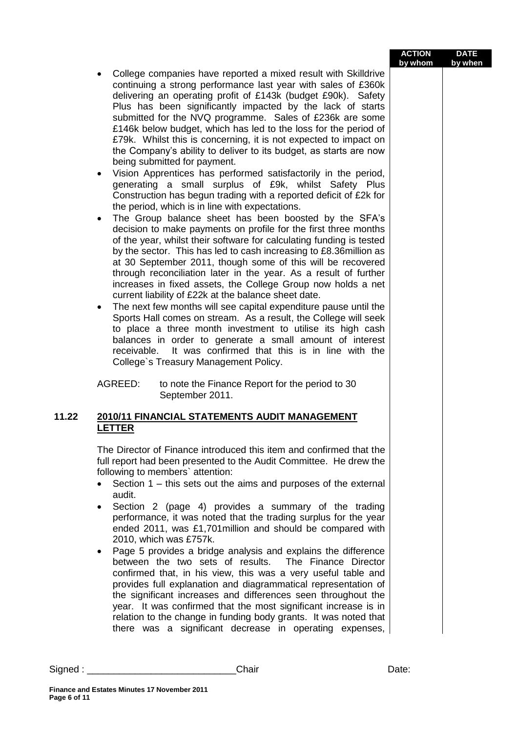- College companies have reported a mixed result with Skilldrive continuing a strong performance last year with sales of £360k delivering an operating profit of £143k (budget £90k). Safety Plus has been significantly impacted by the lack of starts submitted for the NVQ programme. Sales of £236k are some £146k below budget, which has led to the loss for the period of £79k. Whilst this is concerning, it is not expected to impact on the Company's ability to deliver to its budget, as starts are now being submitted for payment.
- Vision Apprentices has performed satisfactorily in the period, generating a small surplus of £9k, whilst Safety Plus Construction has begun trading with a reported deficit of £2k for the period, which is in line with expectations.
- The Group balance sheet has been boosted by the SFA's decision to make payments on profile for the first three months of the year, whilst their software for calculating funding is tested by the sector. This has led to cash increasing to £8.36million as at 30 September 2011, though some of this will be recovered through reconciliation later in the year. As a result of further increases in fixed assets, the College Group now holds a net current liability of £22k at the balance sheet date.
- The next few months will see capital expenditure pause until the Sports Hall comes on stream. As a result, the College will seek to place a three month investment to utilise its high cash balances in order to generate a small amount of interest receivable. It was confirmed that this is in line with the College`s Treasury Management Policy.

AGREED: to note the Finance Report for the period to 30 September 2011.

## 11.22 2010/11 FINANCIAL STATEMENTS AUDIT MANAGEMENT LETTER

The Director of Finance introduced this item and confirmed that the full report had been presented to the Audit Committee. He drew the following to members` attention:

- Section 1 – this sets out the aims and purposes of the external audit.
- Section 2 (page 4) provides a summary of the trading performance, it was noted that the trading surplus for the year ended 2011, was £1,701million and should be compared with 2010, which was £757k.
- Page 5 provides a bridge analysis and explains the difference between the two sets of results. The Finance Director confirmed that, in his view, this was a very useful table and provides full explanation and diagrammatical representation of the significant increases and differences seen throughout the year. It was confirmed that the most significant increase is in relation to the change in funding body grants. It was noted that there was a significant decrease in operating expenses,

Signed : ____________________________Chair Date: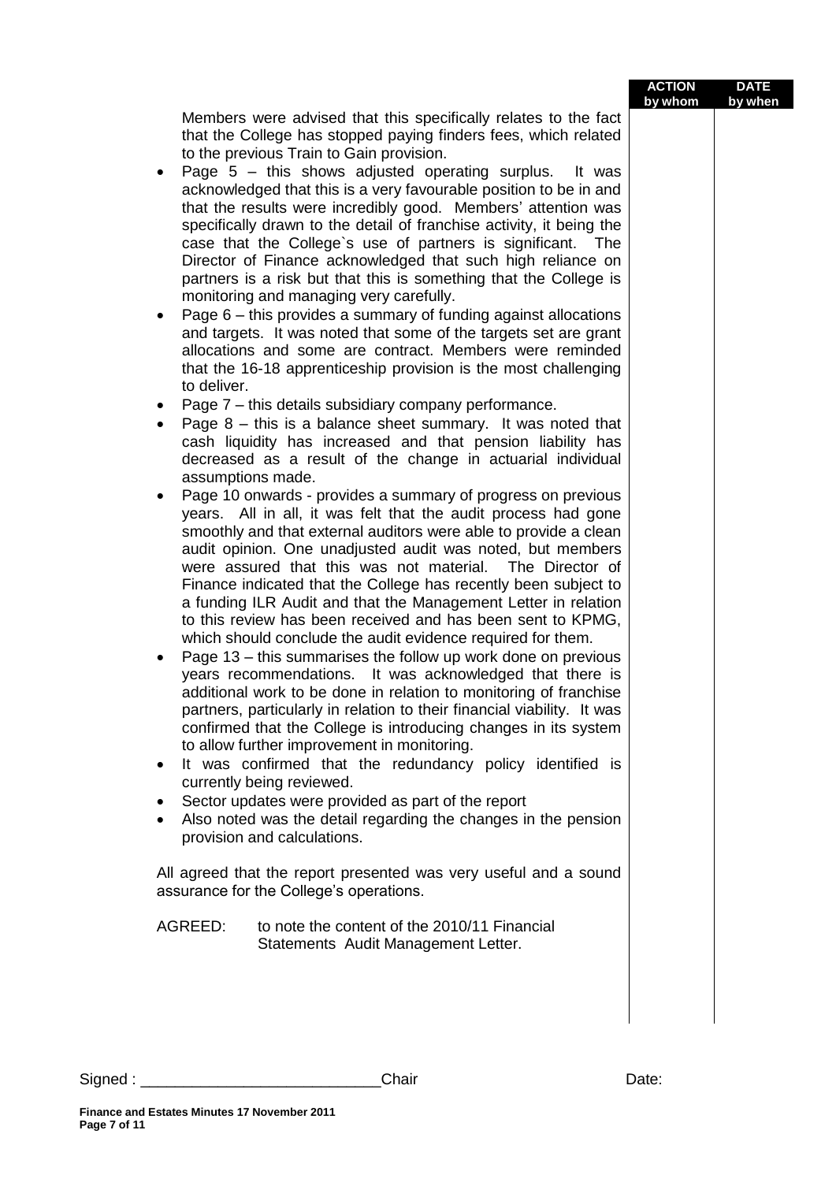| | ACTION by whom | DATE by when |
|---|---|---|
| Members were advised that this specifically relates to the fact that the College has stopped paying finders fees, which related to the previous Train to Gain provision. | | |

- Page 5 – this shows adjusted operating surplus. It was acknowledged that this is a very favourable position to be in and that the results were incredibly good. Members' attention was specifically drawn to the detail of franchise activity, it being the case that the College`s use of partners is significant. The Director of Finance acknowledged that such high reliance on partners is a risk but that this is something that the College is monitoring and managing very carefully.
- Page 6 – this provides a summary of funding against allocations and targets. It was noted that some of the targets set are grant allocations and some are contract. Members were reminded that the 16-18 apprenticeship provision is the most challenging to deliver.
- Page 7 – this details subsidiary company performance.
- Page 8 – this is a balance sheet summary. It was noted that cash liquidity has increased and that pension liability has decreased as a result of the change in actuarial individual assumptions made.
- Page 10 onwards - provides a summary of progress on previous years. All in all, it was felt that the audit process had gone smoothly and that external auditors were able to provide a clean audit opinion. One unadjusted audit was noted, but members were assured that this was not material. The Director of Finance indicated that the College has recently been subject to a funding ILR Audit and that the Management Letter in relation to this review has been received and has been sent to KPMG, which should conclude the audit evidence required for them.
- Page 13 – this summarises the follow up work done on previous years recommendations. It was acknowledged that there is additional work to be done in relation to monitoring of franchise partners, particularly in relation to their financial viability. It was confirmed that the College is introducing changes in its system to allow further improvement in monitoring.
- It was confirmed that the redundancy policy identified is currently being reviewed.
- Sector updates were provided as part of the report
- Also noted was the detail regarding the changes in the pension provision and calculations.

All agreed that the report presented was very useful and a sound assurance for the College's operations.

AGREED: to note the content of the 2010/11 Financial Statements Audit Management Letter.

Signed : ____________________________Chair Date:

**Finance and Estates Minutes 17 November 2011**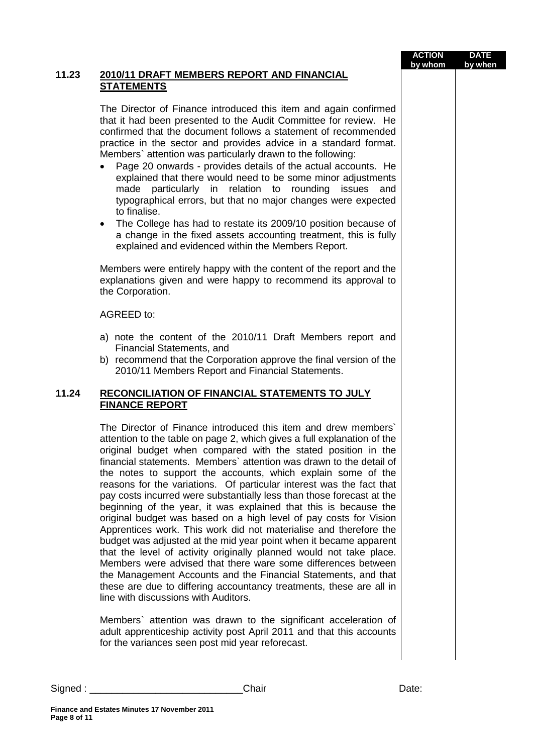| | | ACTION by whom | DATE by when |
|---|---|---|---|

## 11.23 2010/11 DRAFT MEMBERS REPORT AND FINANCIAL STATEMENTS

The Director of Finance introduced this item and again confirmed that it had been presented to the Audit Committee for review. He confirmed that the document follows a statement of recommended practice in the sector and provides advice in a standard format. Members` attention was particularly drawn to the following:

- Page 20 onwards - provides details of the actual accounts. He explained that there would need to be some minor adjustments made particularly in relation to rounding issues and typographical errors, but that no major changes were expected to finalise.
- The College has had to restate its 2009/10 position because of a change in the fixed assets accounting treatment, this is fully explained and evidenced within the Members Report.

Members were entirely happy with the content of the report and the explanations given and were happy to recommend its approval to the Corporation.

AGREED to:

a) note the content of the 2010/11 Draft Members report and Financial Statements, and
b) recommend that the Corporation approve the final version of the 2010/11 Members Report and Financial Statements.

## 11.24 RECONCILIATION OF FINANCIAL STATEMENTS TO JULY FINANCE REPORT

The Director of Finance introduced this item and drew members` attention to the table on page 2, which gives a full explanation of the original budget when compared with the stated position in the financial statements. Members` attention was drawn to the detail of the notes to support the accounts, which explain some of the reasons for the variations. Of particular interest was the fact that pay costs incurred were substantially less than those forecast at the beginning of the year, it was explained that this is because the original budget was based on a high level of pay costs for Vision Apprentices work. This work did not materialise and therefore the budget was adjusted at the mid year point when it became apparent that the level of activity originally planned would not take place. Members were advised that there ware some differences between the Management Accounts and the Financial Statements, and that these are due to differing accountancy treatments, these are all in line with discussions with Auditors.

Members` attention was drawn to the significant acceleration of adult apprenticeship activity post April 2011 and that this accounts for the variances seen post mid year reforecast.

Signed : ___________________________Chair Date: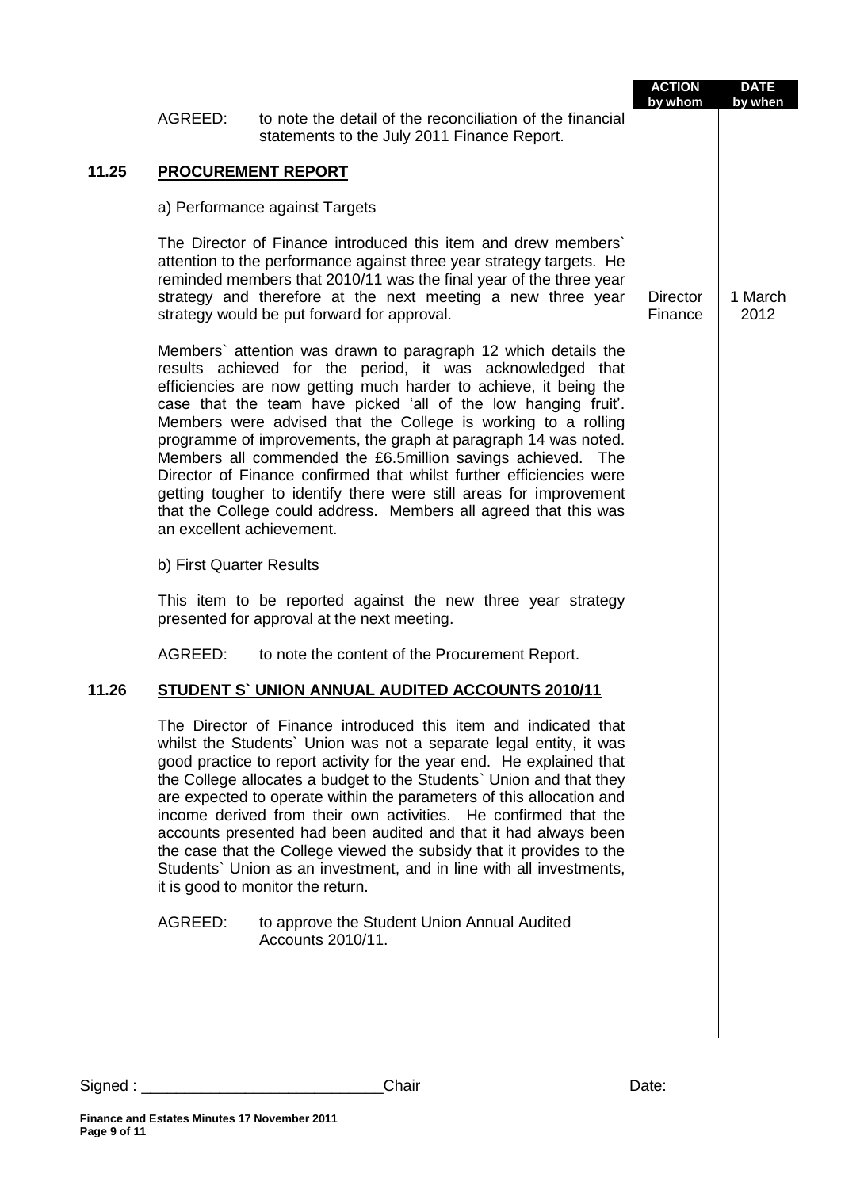| | | ACTION by whom | DATE by when |
|---|---|---|---|
| | AGREED: to note the detail of the reconciliation of the financial statements to the July 2011 Finance Report. | | |
| **11.25** | **PROCUREMENT REPORT** | | |
| | a) Performance against Targets | | |
| | The Director of Finance introduced this item and drew members` attention to the performance against three year strategy targets. He reminded members that 2010/11 was the final year of the three year strategy and therefore at the next meeting a new three year strategy would be put forward for approval. | Director Finance | 1 March 2012 |
| | Members` attention was drawn to paragraph 12 which details the results achieved for the period, it was acknowledged that efficiencies are now getting much harder to achieve, it being the case that the team have picked 'all of the low hanging fruit'. Members were advised that the College is working to a rolling programme of improvements, the graph at paragraph 14 was noted. Members all commended the £6.5million savings achieved. The Director of Finance confirmed that whilst further efficiencies were getting tougher to identify there were still areas for improvement that the College could address. Members all agreed that this was an excellent achievement. | | |
| | b) First Quarter Results | | |
| | This item to be reported against the new three year strategy presented for approval at the next meeting. | | |
| | AGREED: to note the content of the Procurement Report. | | |
| **11.26** | **STUDENT S` UNION ANNUAL AUDITED ACCOUNTS 2010/11** | | |
| | The Director of Finance introduced this item and indicated that whilst the Students` Union was not a separate legal entity, it was good practice to report activity for the year end. He explained that the College allocates a budget to the Students` Union and that they are expected to operate within the parameters of this allocation and income derived from their own activities. He confirmed that the accounts presented had been audited and that it had always been the case that the College viewed the subsidy that it provides to the Students` Union as an investment, and in line with all investments, it is good to monitor the return. | | |
| | AGREED: to approve the Student Union Annual Audited Accounts 2010/11. | | |

Signed : ___________________________Chair Date:

**Finance and Estates Minutes 17 November 2011**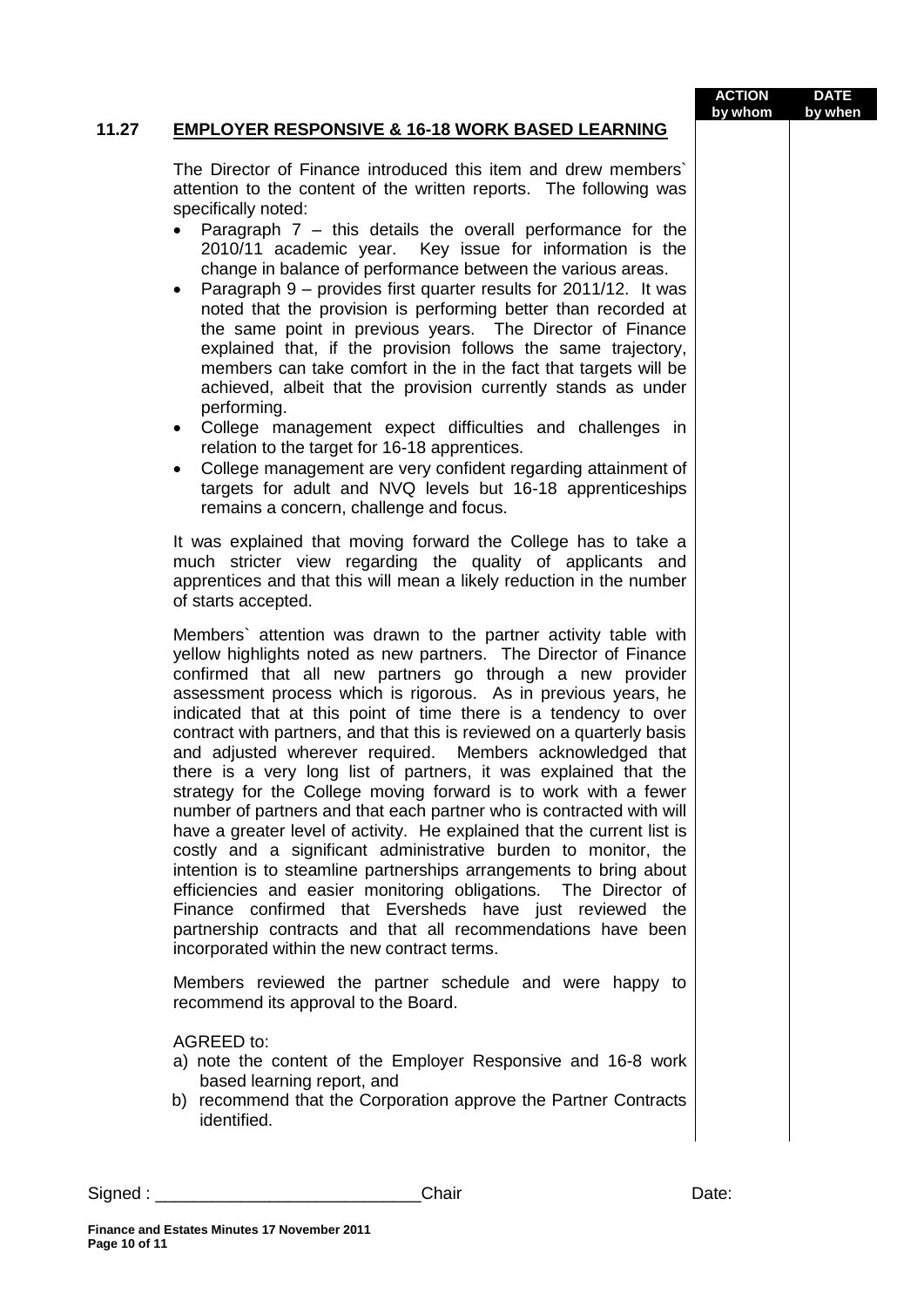| | | ACTION by whom | DATE by when |
|---|---|---|---|

## 11.27 EMPLOYER RESPONSIVE & 16-18 WORK BASED LEARNING

The Director of Finance introduced this item and drew members` attention to the content of the written reports. The following was specifically noted:

- Paragraph 7 – this details the overall performance for the 2010/11 academic year. Key issue for information is the change in balance of performance between the various areas.
- Paragraph 9 – provides first quarter results for 2011/12. It was noted that the provision is performing better than recorded at the same point in previous years. The Director of Finance explained that, if the provision follows the same trajectory, members can take comfort in the in the fact that targets will be achieved, albeit that the provision currently stands as under performing.
- College management expect difficulties and challenges in relation to the target for 16-18 apprentices.
- College management are very confident regarding attainment of targets for adult and NVQ levels but 16-18 apprenticeships remains a concern, challenge and focus.

It was explained that moving forward the College has to take a much stricter view regarding the quality of applicants and apprentices and that this will mean a likely reduction in the number of starts accepted.

Members` attention was drawn to the partner activity table with yellow highlights noted as new partners. The Director of Finance confirmed that all new partners go through a new provider assessment process which is rigorous. As in previous years, he indicated that at this point of time there is a tendency to over contract with partners, and that this is reviewed on a quarterly basis and adjusted wherever required. Members acknowledged that there is a very long list of partners, it was explained that the strategy for the College moving forward is to work with a fewer number of partners and that each partner who is contracted with will have a greater level of activity. He explained that the current list is costly and a significant administrative burden to monitor, the intention is to steamline partnerships arrangements to bring about efficiencies and easier monitoring obligations. The Director of Finance confirmed that Eversheds have just reviewed the partnership contracts and that all recommendations have been incorporated within the new contract terms.

Members reviewed the partner schedule and were happy to recommend its approval to the Board.

AGREED to:

a) note the content of the Employer Responsive and 16-8 work based learning report, and
b) recommend that the Corporation approve the Partner Contracts identified.

Signed : ____________________________Chair Date: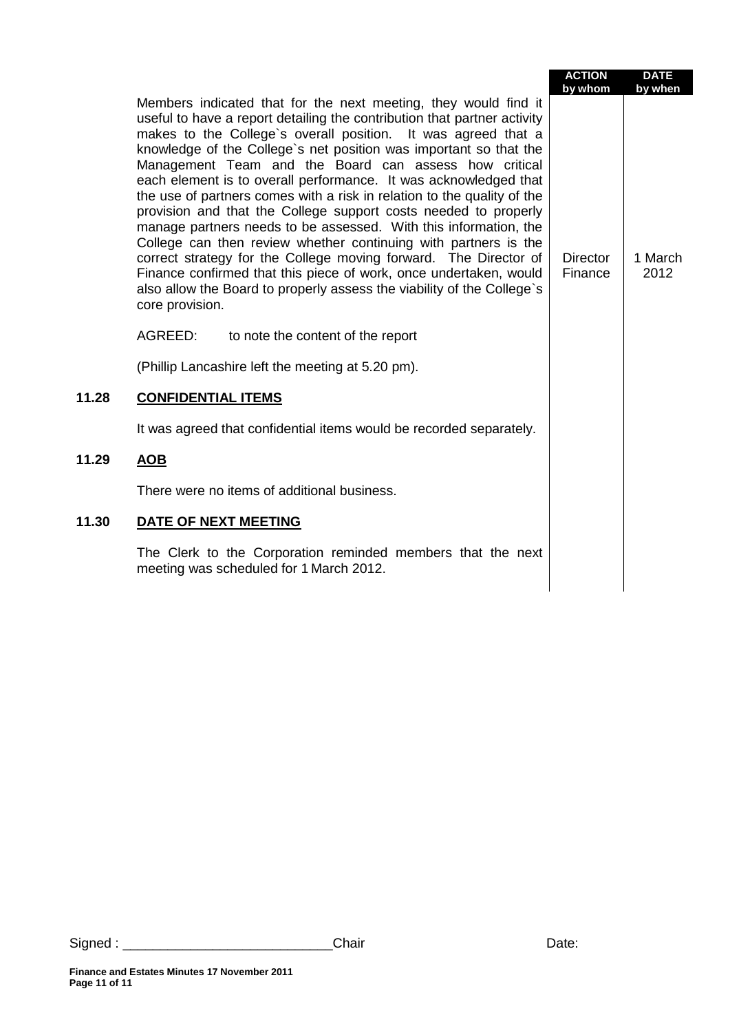| | | ACTION by whom | DATE by when |
|---|---|---|---|
| | Members indicated that for the next meeting, they would find it useful to have a report detailing the contribution that partner activity makes to the College`s overall position. It was agreed that a knowledge of the College`s net position was important so that the Management Team and the Board can assess how critical each element is to overall performance. It was acknowledged that the use of partners comes with a risk in relation to the quality of the provision and that the College support costs needed to properly manage partners needs to be assessed. With this information, the College can then review whether continuing with partners is the correct strategy for the College moving forward. The Director of Finance confirmed that this piece of work, once undertaken, would also allow the Board to properly assess the viability of the College`s core provision. | Director Finance | 1 March 2012 |
| | AGREED: to note the content of the report | | |
| | (Phillip Lancashire left the meeting at 5.20 pm). | | |
| **11.28** | **CONFIDENTIAL ITEMS** | | |
| | It was agreed that confidential items would be recorded separately. | | |
| **11.29** | **AOB** | | |
| | There were no items of additional business. | | |
| **11.30** | **DATE OF NEXT MEETING** | | |
| | The Clerk to the Corporation reminded members that the next meeting was scheduled for 1 March 2012. | | |

Signed : ____________________________Chair Date: